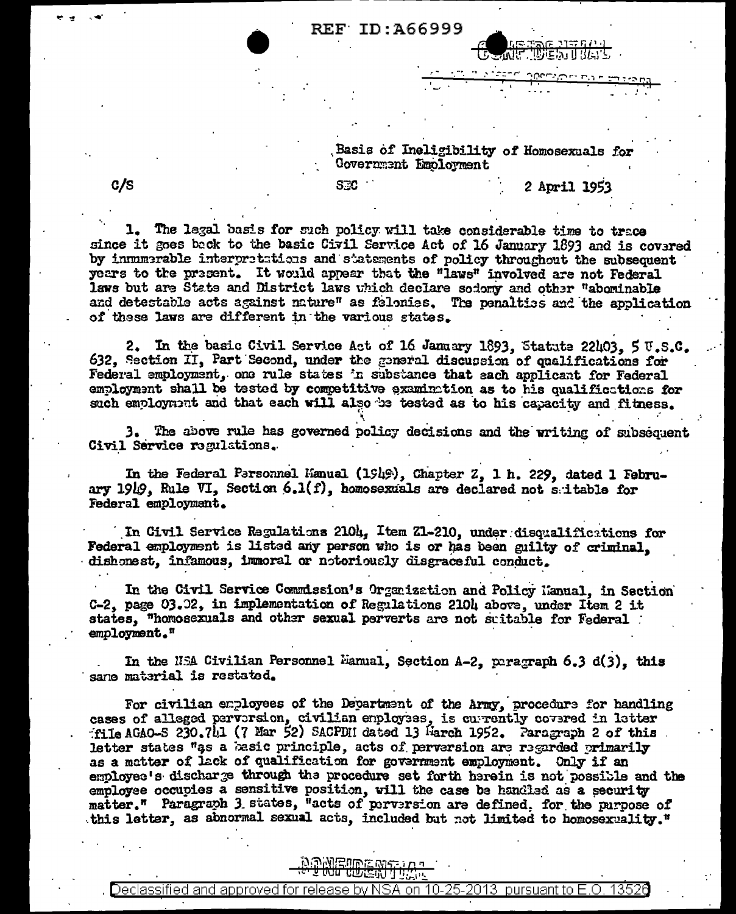REF ID:A66999

CONFIDENTIAL

Basis of Ineligibility of Homosexuals for Government Employment

C/S

SEC

2 April 1953

1. The legal basis for such policy will take considerable time to trace since it goes back to the basic Civil Service Act of 16 January 1893 and is covered by innumerable interpretations and statements of policy throughout the subsequent years to the present. It would appear that the "laws" involved are not Federal laws but are State and District laws which declare sodomy and other "abominable and detestable acts against nature" as felonies. The penalties and the application of these laws are different in the various states.

2. In the basic Civil Service Act of 16 January 1893, Statute 22403, 5 U.S.C. 632, Section II, Part Second, under the general discussion of qualifications for Federal employment, one rule states in substance that each applicant for Federal employment shall be tested by competitive examination as to his qualifications for such employment and that each will also be tested as to his capacity and fitness.

3. The above rule has governed policy decisions and the writing of subsequent Civil Service regulations.

In the Federal Personnel Manual (1949), Chapter Z, 1 h. 229, dated 1 February 1949, Rule VI, Section 6.1(f), homosexuals are declared not suitable for Federal employment.

In Civil Service Regulations 2104, Item Z1-210, under disqualifications for Federal employment is listed any person who is or has been guilty of criminal, dishonest, infamous, immoral or notoriously disgraceful conduct.

In the Civil Service Commission's Organization and Policy Manual, in Section C-2, page 03.02, in implementation of Regulations 2104 above, under Item 2 it states, "homosexuals and other sexual perverts are not suitable for Federal employment."

In the NSA Civilian Personnel Manual, Section A-2, paragraph 6.3 d(3), this same material is restated.

For civilian employees of the Department of the Army, procedure for handling cases of alleged perversion, civilian employees, is currently covered in letter file AGAO-S 230.741 (7 Mar 52) SACPDH dated 13 March 1952. Paragraph 2 of this letter states "as a basic principle, acts of perversion are regarded primarily as a matter of lack of qualification for government employment. Only if an employee's discharge through the procedure set forth herein is not possible and the employee occupies a sensitive position, will the case be handled as a security matter." Paragraph 3 states, "acts of perversion are defined, for the purpose of this letter, as abnormal sexual acts, included but not limited to homosexuality."

CONFIDENTIAL

Declassified and approved for release by NSA on 10-25-2013 pursuant to E.O. 13526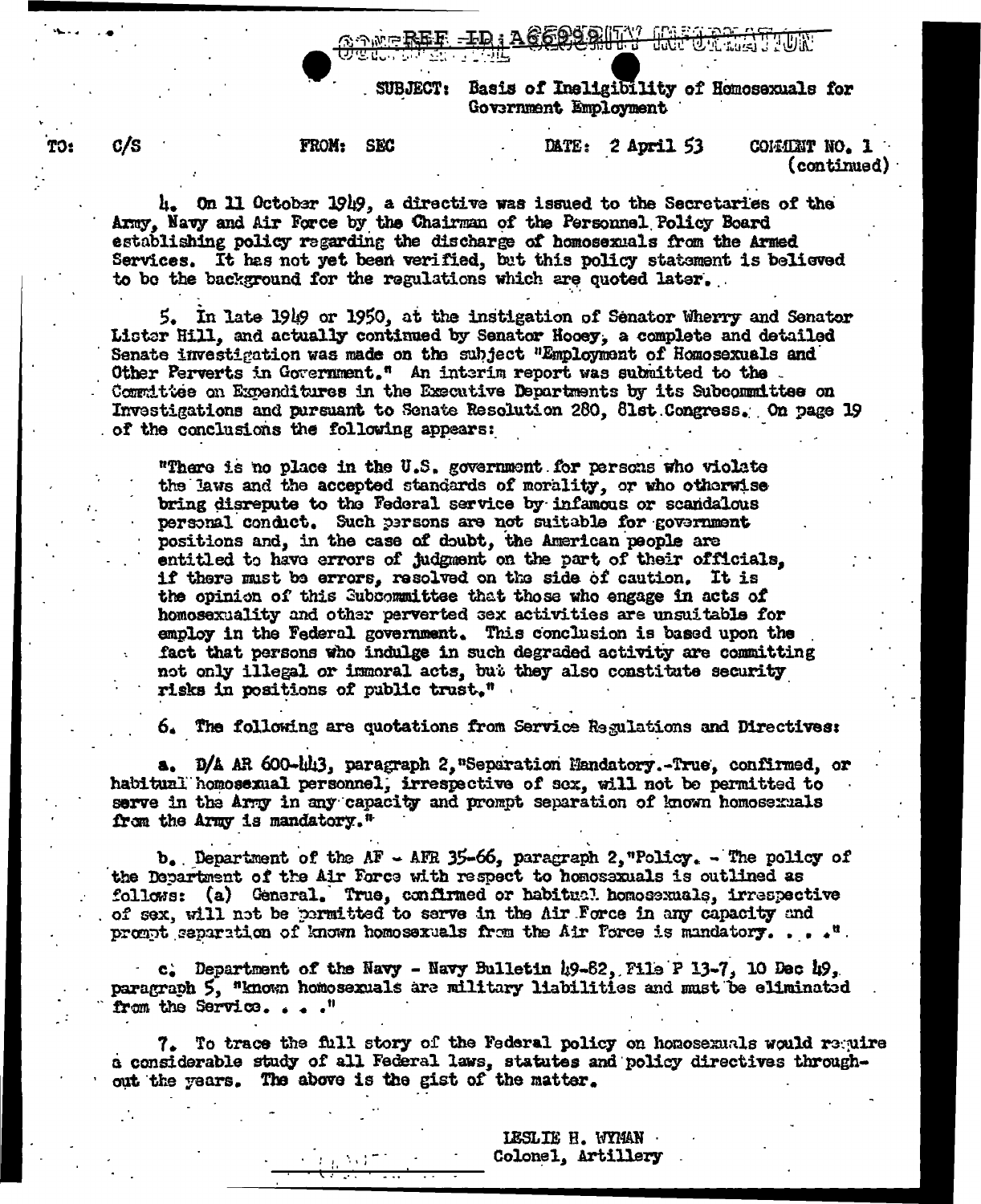REF ID:A66995

SUBJECT: Basis of Ineligibility of Homosexuals for Government Employment

TO: C/S FROM: SEC DATE: 2 April 53 COMMENT NO. 1 (continued)

4. On 11 October 1949, a directive was issued to the Secretaries of the Army, Navy and Air Force by the Chairman of the Personnel Policy Board establishing policy regarding the discharge of homosexuals from the Armed Services. It has not yet been verified, but this policy statement is believed to be the background for the regulations which are quoted later.

5. In late 1949 or 1950, at the instigation of Senator Wherry and Senator Lister Hill, and actually continued by Senator Hoeey, a complete and detailed Senate investigation was made on the subject "Employment of Homosexuals and Other Perverts in Government." An interim report was submitted to the Committee on Expenditures in the Executive Departments by its Subcommittee on Investigations and pursuant to Senate Resolution 280, 81st Congress. On page 19 of the conclusions the following appears:

"There is no place in the U.S. government for persons who violate the laws and the accepted standards of morality, or who otherwise bring disrepute to the Federal service by infamous or scandalous personal conduct. Such persons are not suitable for government positions and, in the case of doubt, the American people are entitled to have errors of judgment on the part of their officials, if there must be errors, resolved on the side of caution. It is the opinion of this Subcommittee that those who engage in acts of homosexuality and other perverted sex activities are unsuitable for employ in the Federal government. This conclusion is based upon the fact that persons who indulge in such degraded activity are committing not only illegal or immoral acts, but they also constitute security risks in positions of public trust."

6. The following are quotations from Service Regulations and Directives:

a. D/A AR 600-443, paragraph 2, "Separation Mandatory.-True, confirmed, or habitual homosexual personnel, irrespective of sex, will not be permitted to serve in the Army in any capacity and prompt separation of known homosexuals from the Army is mandatory."

b. Department of the AF - AFR 35-66, paragraph 2, "Policy. - The policy of the Department of the Air Force with respect to homosexuals is outlined as follows: (a) General. True, confirmed or habitual homosexuals, irrespective of sex, will not be permitted to serve in the Air Force in any capacity and prompt separation of known homosexuals from the Air Force is mandatory. . . .".

c. Department of the Navy - Navy Bulletin 49-82, File P 13-7, 10 Dec 49, paragraph 5, "known homosexuals are military liabilities and must be eliminated from the Service. . . ."

7. To trace the full story of the Federal policy on homosexuals would require a considerable study of all Federal laws, statutes and policy directives throughout the years. The above is the gist of the matter.

LESLIE H. WYMAN
Colonel, Artillery